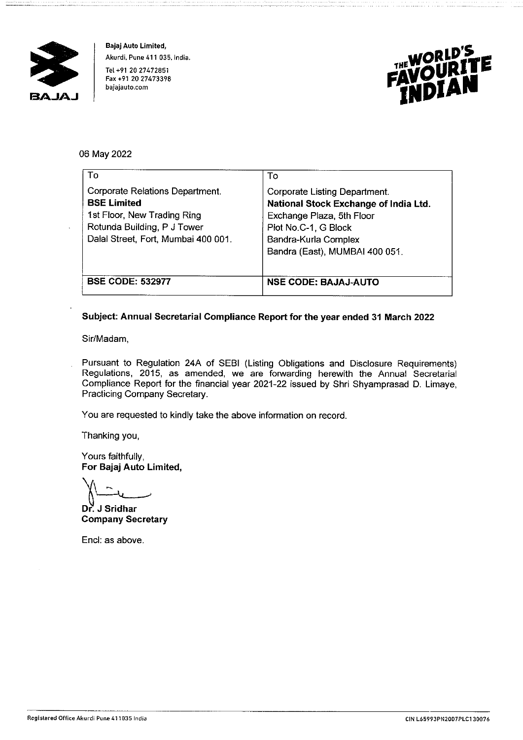**Bajaj Auto Limited,**
Akurdi, Pune 411 035, India.
Tel +91 20 27472851
Fax +91 20 27473398
bajajauto.com

06 May 2022

| To | To |
|---|---|
| Corporate Relations Department. **BSE Limited** 1st Floor, New Trading Ring Rotunda Building, P J Tower Dalal Street, Fort, Mumbai 400 001. | Corporate Listing Department. **National Stock Exchange of India Ltd.** Exchange Plaza, 5th Floor Plot No.C-1, G Block Bandra-Kurla Complex Bandra (East), MUMBAI 400 051. |
| **BSE CODE: 532977** | **NSE CODE: BAJAJ-AUTO** |

**Subject: Annual Secretarial Compliance Report for the year ended 31 March 2022**

Sir/Madam,

Pursuant to Regulation 24A of SEBI (Listing Obligations and Disclosure Requirements) Regulations, 2015, as amended, we are forwarding herewith the Annual Secretarial Compliance Report for the financial year 2021-22 issued by Shri Shyamprasad D. Limaye, Practicing Company Secretary.

You are requested to kindly take the above information on record.

Thanking you,

Yours faithfully,
**For Bajaj Auto Limited,**

**Dr. J Sridhar**
**Company Secretary**

Encl: as above.

Registered Office Akurdi Pune 411035 India

CIN L65993PN2007PLC130076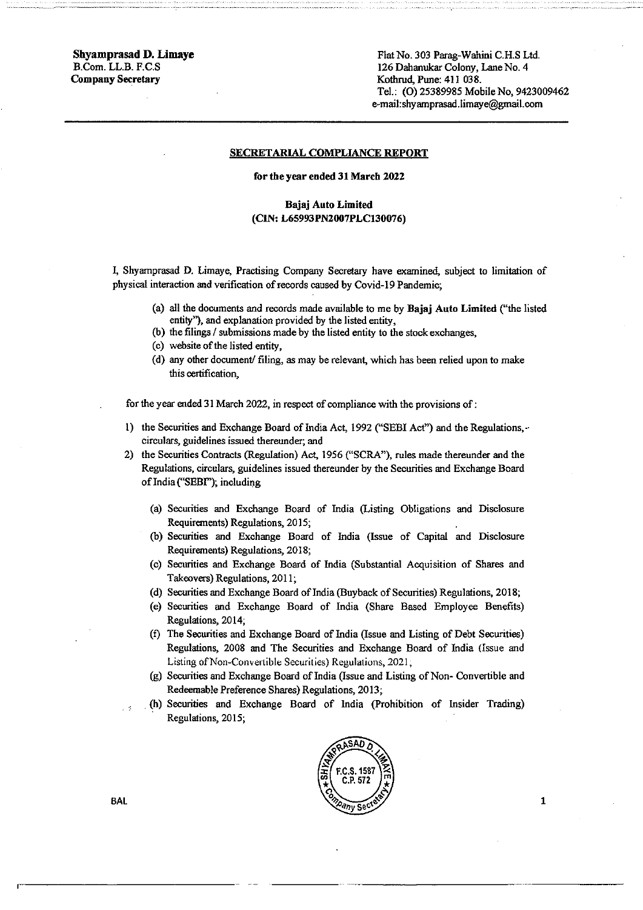**Shyamprasad D. Limaye**
B.Com. LL.B. F.C.S
**Company Secretary**

Flat No. 303 Parag-Wahini C.H.S Ltd.
126 Dahanukar Colony, Lane No. 4
Kothrud, Pune: 411 038.
Tel.: (O) 25389985 Mobile No, 9423009462
e-mail:shyamprasad.limaye@gmail.com

---

## SECRETARIAL COMPLIANCE REPORT

**for the year ended 31 March 2022**

**Bajaj Auto Limited**
**(CIN: L65993PN2007PLC130076)**

I, Shyamprasad D. Limaye, Practising Company Secretary have examined, subject to limitation of physical interaction and verification of records caused by Covid-19 Pandemic;

(a) all the documents and records made available to me by **Bajaj Auto Limited** ("the listed entity"), and explanation provided by the listed entity,
(b) the filings / submissions made by the listed entity to the stock exchanges,
(c) website of the listed entity,
(d) any other document/ filing, as may be relevant, which has been relied upon to make this certification,

for the year ended 31 March 2022, in respect of compliance with the provisions of :

1) the Securities and Exchange Board of India Act, 1992 ("SEBI Act") and the Regulations, circulars, guidelines issued thereunder; and
2) the Securities Contracts (Regulation) Act, 1956 ("SCRA"), rules made thereunder and the Regulations, circulars, guidelines issued thereunder by the Securities and Exchange Board of India ("SEBI"); including

   (a) Securities and Exchange Board of India (Listing Obligations and Disclosure Requirements) Regulations, 2015;
   (b) Securities and Exchange Board of India (Issue of Capital and Disclosure Requirements) Regulations, 2018;
   (c) Securities and Exchange Board of India (Substantial Acquisition of Shares and Takeovers) Regulations, 2011;
   (d) Securities and Exchange Board of India (Buyback of Securities) Regulations, 2018;
   (e) Securities and Exchange Board of India (Share Based Employee Benefits) Regulations, 2014;
   (f) The Securities and Exchange Board of India (Issue and Listing of Debt Securities) Regulations, 2008 and The Securities and Exchange Board of India (Issue and Listing of Non-Convertible Securities) Regulations, 2021;
   (g) Securities and Exchange Board of India (Issue and Listing of Non- Convertible and Redeemable Preference Shares) Regulations, 2013;
   (h) Securities and Exchange Board of India (Prohibition of Insider Trading) Regulations, 2015;

BAL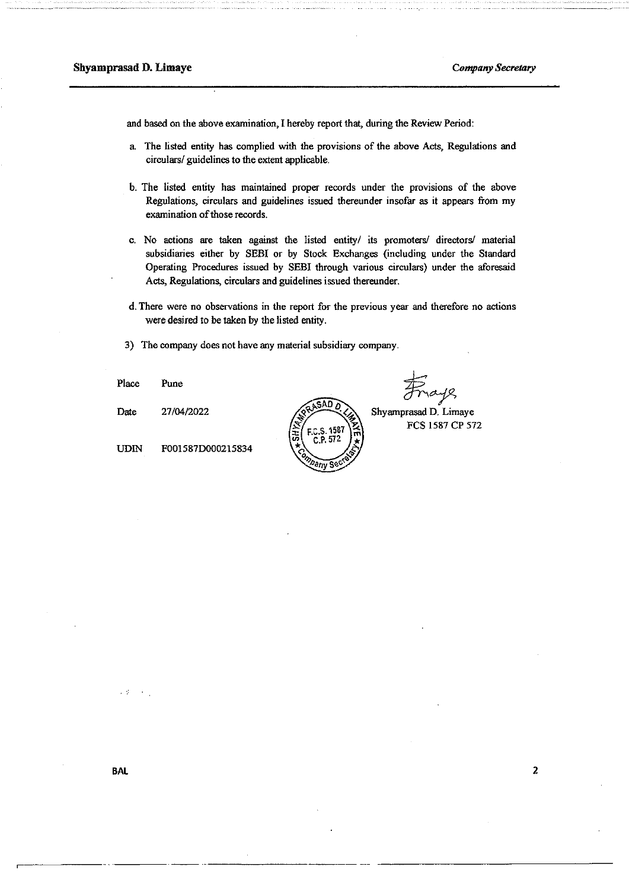and based on the above examination, I hereby report that, during the Review Period:

a. The listed entity has complied with the provisions of the above Acts, Regulations and circulars/ guidelines to the extent applicable.

b. The listed entity has maintained proper records under the provisions of the above Regulations, circulars and guidelines issued thereunder insofar as it appears from my examination of those records.

c. No actions are taken against the listed entity/ its promoters/ directors/ material subsidiaries either by SEBI or by Stock Exchanges (including under the Standard Operating Procedures issued by SEBI through various circulars) under the aforesaid Acts, Regulations, circulars and guidelines issued thereunder.

d. There were no observations in the report for the previous year and therefore no actions were desired to be taken by the listed entity.

3) The company does not have any material subsidiary company.

Place Pune

Date 27/04/2022

UDIN F001587D000215834

Shyamprasad D. Limaye
FCS 1587 CP 572

BAL